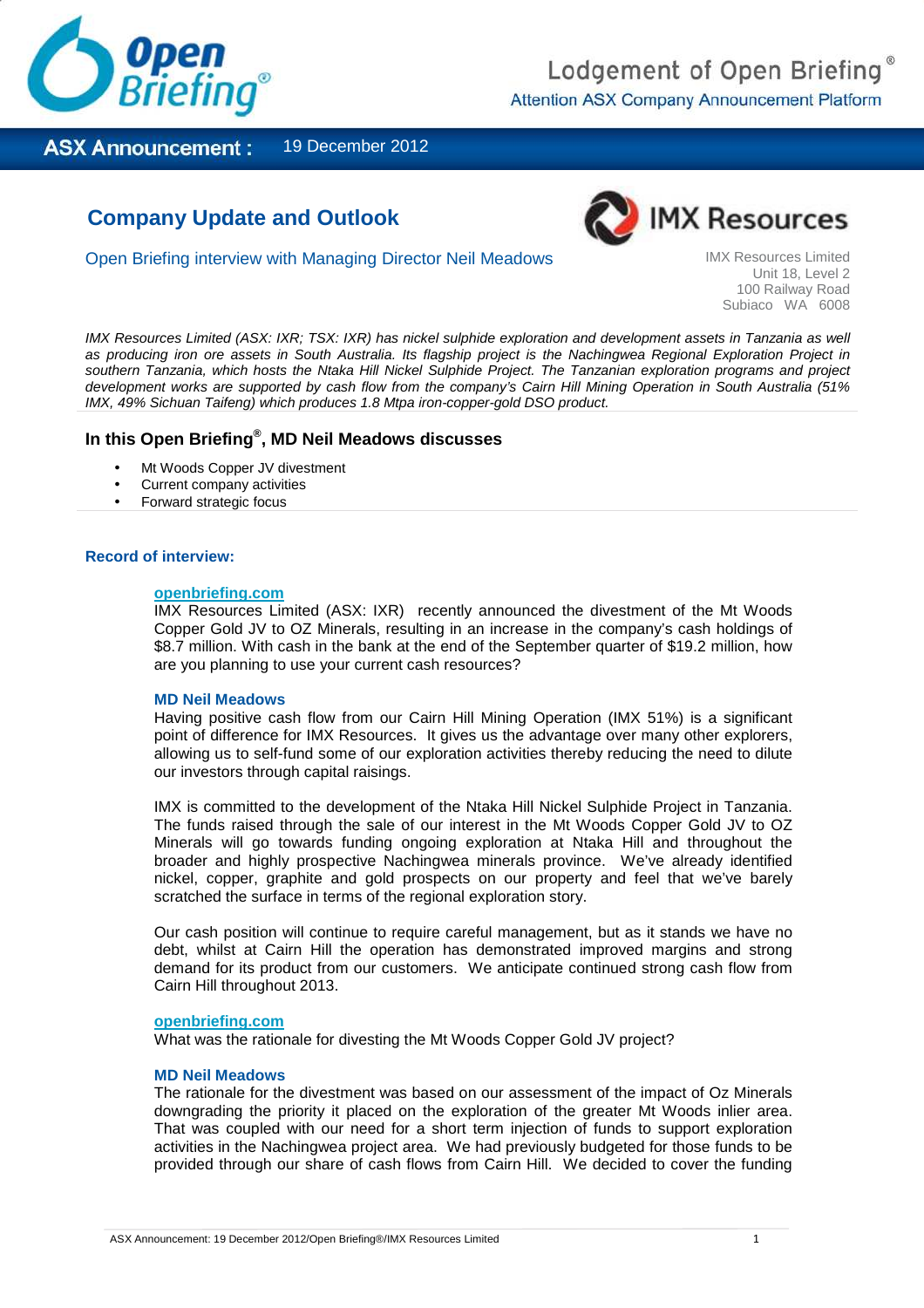Lodgement of Open Briefing®
Attention ASX Company Announcement Platform

**ASX Announcement :** 19 December 2012

## Company Update and Outlook

Open Briefing interview with Managing Director Neil Meadows

IMX Resources Limited
Unit 18, Level 2
100 Railway Road
Subiaco WA 6008

*IMX Resources Limited (ASX: IXR; TSX: IXR) has nickel sulphide exploration and development assets in Tanzania as well as producing iron ore assets in South Australia. Its flagship project is the Nachingwea Regional Exploration Project in southern Tanzania, which hosts the Ntaka Hill Nickel Sulphide Project. The Tanzanian exploration programs and project development works are supported by cash flow from the company's Cairn Hill Mining Operation in South Australia (51% IMX, 49% Sichuan Taifeng) which produces 1.8 Mtpa iron-copper-gold DSO product.*

### In this Open Briefing®, MD Neil Meadows discusses

- Mt Woods Copper JV divestment
- Current company activities
- Forward strategic focus

### Record of interview:

**openbriefing.com**
IMX Resources Limited (ASX: IXR) recently announced the divestment of the Mt Woods Copper Gold JV to OZ Minerals, resulting in an increase in the company's cash holdings of $8.7 million. With cash in the bank at the end of the September quarter of $19.2 million, how are you planning to use your current cash resources?

**MD Neil Meadows**
Having positive cash flow from our Cairn Hill Mining Operation (IMX 51%) is a significant point of difference for IMX Resources. It gives us the advantage over many other explorers, allowing us to self-fund some of our exploration activities thereby reducing the need to dilute our investors through capital raisings.

IMX is committed to the development of the Ntaka Hill Nickel Sulphide Project in Tanzania. The funds raised through the sale of our interest in the Mt Woods Copper Gold JV to OZ Minerals will go towards funding ongoing exploration at Ntaka Hill and throughout the broader and highly prospective Nachingwea minerals province. We've already identified nickel, copper, graphite and gold prospects on our property and feel that we've barely scratched the surface in terms of the regional exploration story.

Our cash position will continue to require careful management, but as it stands we have no debt, whilst at Cairn Hill the operation has demonstrated improved margins and strong demand for its product from our customers. We anticipate continued strong cash flow from Cairn Hill throughout 2013.

**openbriefing.com**
What was the rationale for divesting the Mt Woods Copper Gold JV project?

**MD Neil Meadows**
The rationale for the divestment was based on our assessment of the impact of Oz Minerals downgrading the priority it placed on the exploration of the greater Mt Woods inlier area. That was coupled with our need for a short term injection of funds to support exploration activities in the Nachingwea project area. We had previously budgeted for those funds to be provided through our share of cash flows from Cairn Hill. We decided to cover the funding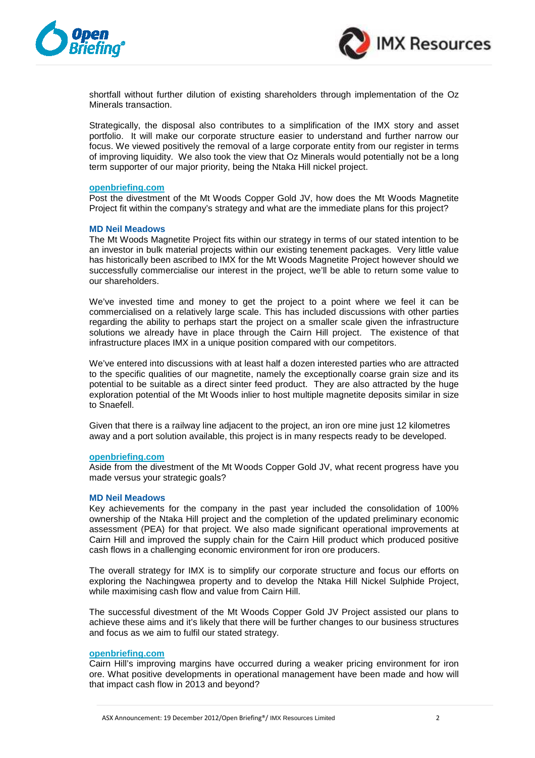shortfall without further dilution of existing shareholders through implementation of the Oz Minerals transaction.

Strategically, the disposal also contributes to a simplification of the IMX story and asset portfolio. It will make our corporate structure easier to understand and further narrow our focus. We viewed positively the removal of a large corporate entity from our register in terms of improving liquidity. We also took the view that Oz Minerals would potentially not be a long term supporter of our major priority, being the Ntaka Hill nickel project.

**openbriefing.com**
Post the divestment of the Mt Woods Copper Gold JV, how does the Mt Woods Magnetite Project fit within the company's strategy and what are the immediate plans for this project?

**MD Neil Meadows**
The Mt Woods Magnetite Project fits within our strategy in terms of our stated intention to be an investor in bulk material projects within our existing tenement packages. Very little value has historically been ascribed to IMX for the Mt Woods Magnetite Project however should we successfully commercialise our interest in the project, we'll be able to return some value to our shareholders.

We've invested time and money to get the project to a point where we feel it can be commercialised on a relatively large scale. This has included discussions with other parties regarding the ability to perhaps start the project on a smaller scale given the infrastructure solutions we already have in place through the Cairn Hill project. The existence of that infrastructure places IMX in a unique position compared with our competitors.

We've entered into discussions with at least half a dozen interested parties who are attracted to the specific qualities of our magnetite, namely the exceptionally coarse grain size and its potential to be suitable as a direct sinter feed product. They are also attracted by the huge exploration potential of the Mt Woods inlier to host multiple magnetite deposits similar in size to Snaefell.

Given that there is a railway line adjacent to the project, an iron ore mine just 12 kilometres away and a port solution available, this project is in many respects ready to be developed.

**openbriefing.com**
Aside from the divestment of the Mt Woods Copper Gold JV, what recent progress have you made versus your strategic goals?

**MD Neil Meadows**
Key achievements for the company in the past year included the consolidation of 100% ownership of the Ntaka Hill project and the completion of the updated preliminary economic assessment (PEA) for that project. We also made significant operational improvements at Cairn Hill and improved the supply chain for the Cairn Hill product which produced positive cash flows in a challenging economic environment for iron ore producers.

The overall strategy for IMX is to simplify our corporate structure and focus our efforts on exploring the Nachingwea property and to develop the Ntaka Hill Nickel Sulphide Project, while maximising cash flow and value from Cairn Hill.

The successful divestment of the Mt Woods Copper Gold JV Project assisted our plans to achieve these aims and it's likely that there will be further changes to our business structures and focus as we aim to fulfil our stated strategy.

**openbriefing.com**
Cairn Hill's improving margins have occurred during a weaker pricing environment for iron ore. What positive developments in operational management have been made and how will that impact cash flow in 2013 and beyond?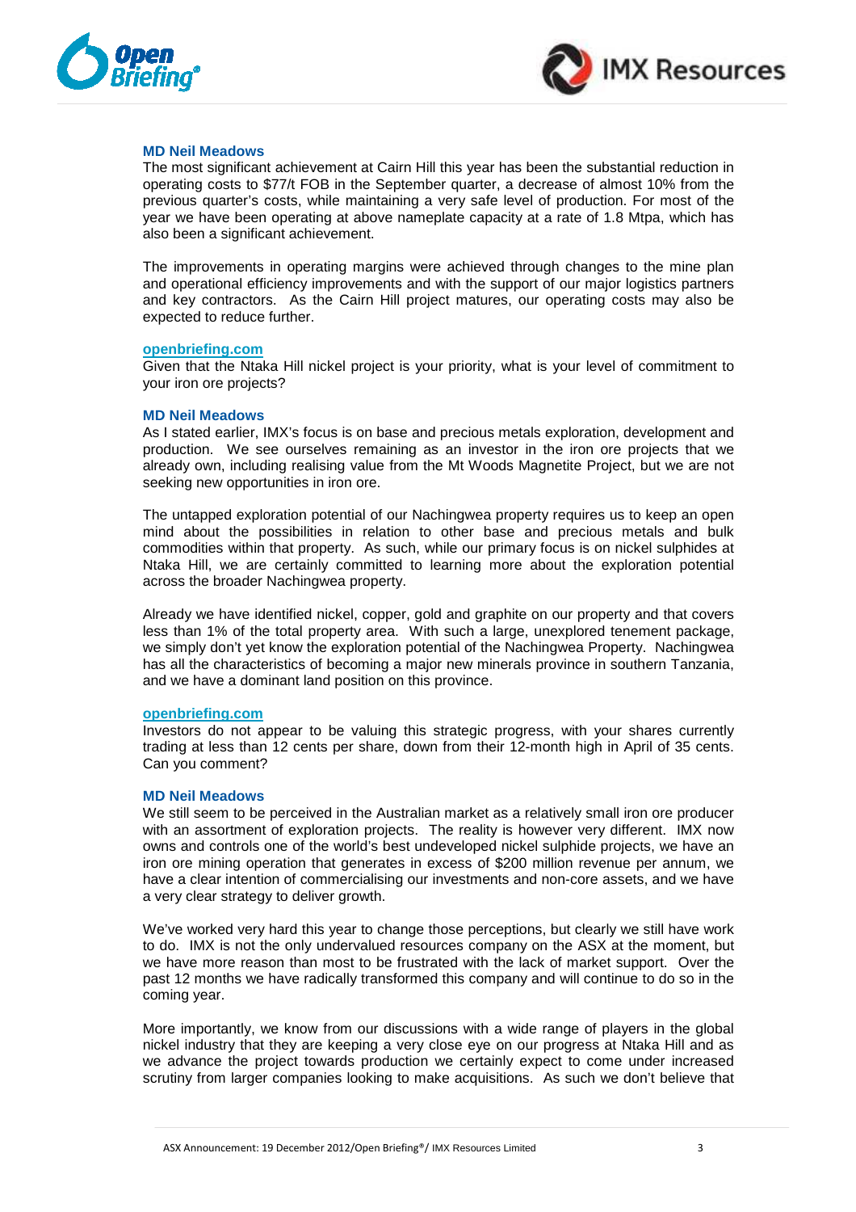**MD Neil Meadows**

The most significant achievement at Cairn Hill this year has been the substantial reduction in operating costs to $77/t FOB in the September quarter, a decrease of almost 10% from the previous quarter's costs, while maintaining a very safe level of production. For most of the year we have been operating at above nameplate capacity at a rate of 1.8 Mtpa, which has also been a significant achievement.

The improvements in operating margins were achieved through changes to the mine plan and operational efficiency improvements and with the support of our major logistics partners and key contractors. As the Cairn Hill project matures, our operating costs may also be expected to reduce further.

**openbriefing.com**

Given that the Ntaka Hill nickel project is your priority, what is your level of commitment to your iron ore projects?

**MD Neil Meadows**

As I stated earlier, IMX's focus is on base and precious metals exploration, development and production. We see ourselves remaining as an investor in the iron ore projects that we already own, including realising value from the Mt Woods Magnetite Project, but we are not seeking new opportunities in iron ore.

The untapped exploration potential of our Nachingwea property requires us to keep an open mind about the possibilities in relation to other base and precious metals and bulk commodities within that property. As such, while our primary focus is on nickel sulphides at Ntaka Hill, we are certainly committed to learning more about the exploration potential across the broader Nachingwea property.

Already we have identified nickel, copper, gold and graphite on our property and that covers less than 1% of the total property area. With such a large, unexplored tenement package, we simply don't yet know the exploration potential of the Nachingwea Property. Nachingwea has all the characteristics of becoming a major new minerals province in southern Tanzania, and we have a dominant land position on this province.

**openbriefing.com**

Investors do not appear to be valuing this strategic progress, with your shares currently trading at less than 12 cents per share, down from their 12-month high in April of 35 cents. Can you comment?

**MD Neil Meadows**

We still seem to be perceived in the Australian market as a relatively small iron ore producer with an assortment of exploration projects. The reality is however very different. IMX now owns and controls one of the world's best undeveloped nickel sulphide projects, we have an iron ore mining operation that generates in excess of $200 million revenue per annum, we have a clear intention of commercialising our investments and non-core assets, and we have a very clear strategy to deliver growth.

We've worked very hard this year to change those perceptions, but clearly we still have work to do. IMX is not the only undervalued resources company on the ASX at the moment, but we have more reason than most to be frustrated with the lack of market support. Over the past 12 months we have radically transformed this company and will continue to do so in the coming year.

More importantly, we know from our discussions with a wide range of players in the global nickel industry that they are keeping a very close eye on our progress at Ntaka Hill and as we advance the project towards production we certainly expect to come under increased scrutiny from larger companies looking to make acquisitions. As such we don't believe that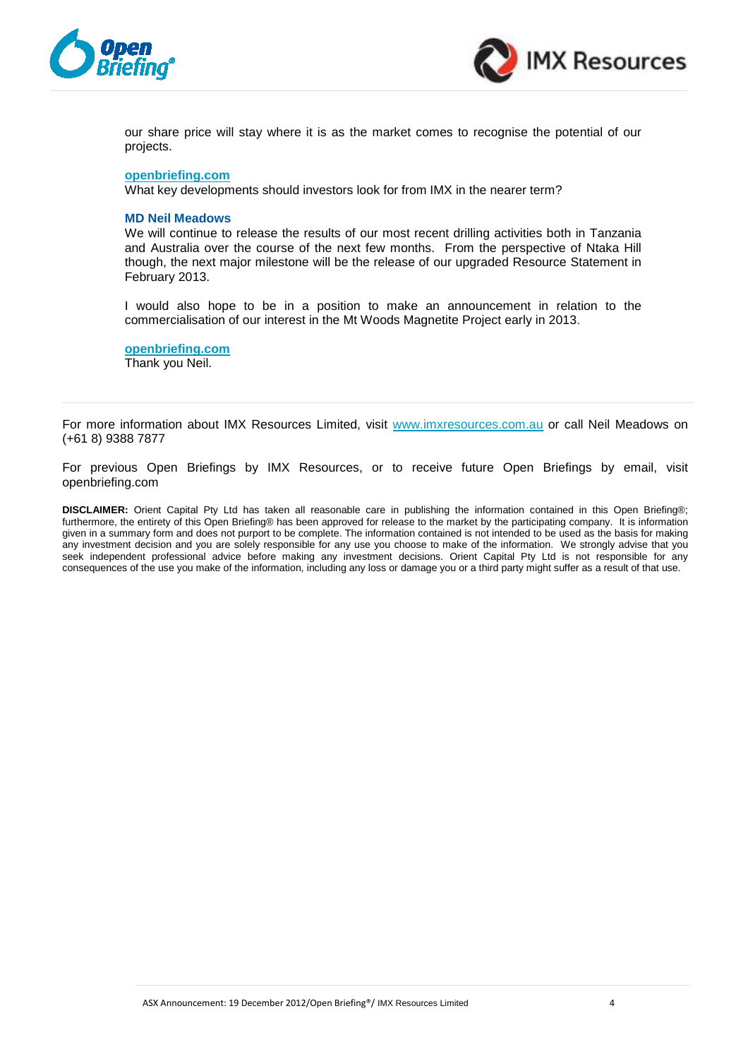our share price will stay where it is as the market comes to recognise the potential of our projects.

**openbriefing.com**
What key developments should investors look for from IMX in the nearer term?

**MD Neil Meadows**
We will continue to release the results of our most recent drilling activities both in Tanzania and Australia over the course of the next few months. From the perspective of Ntaka Hill though, the next major milestone will be the release of our upgraded Resource Statement in February 2013.

I would also hope to be in a position to make an announcement in relation to the commercialisation of our interest in the Mt Woods Magnetite Project early in 2013.

**openbriefing.com**
Thank you Neil.

---

For more information about IMX Resources Limited, visit www.imxresources.com.au or call Neil Meadows on (+61 8) 9388 7877

For previous Open Briefings by IMX Resources, or to receive future Open Briefings by email, visit openbriefing.com

**DISCLAIMER:** Orient Capital Pty Ltd has taken all reasonable care in publishing the information contained in this Open Briefing®; furthermore, the entirety of this Open Briefing® has been approved for release to the market by the participating company. It is information given in a summary form and does not purport to be complete. The information contained is not intended to be used as the basis for making any investment decision and you are solely responsible for any use you choose to make of the information. We strongly advise that you seek independent professional advice before making any investment decisions. Orient Capital Pty Ltd is not responsible for any consequences of the use you make of the information, including any loss or damage you or a third party might suffer as a result of that use.